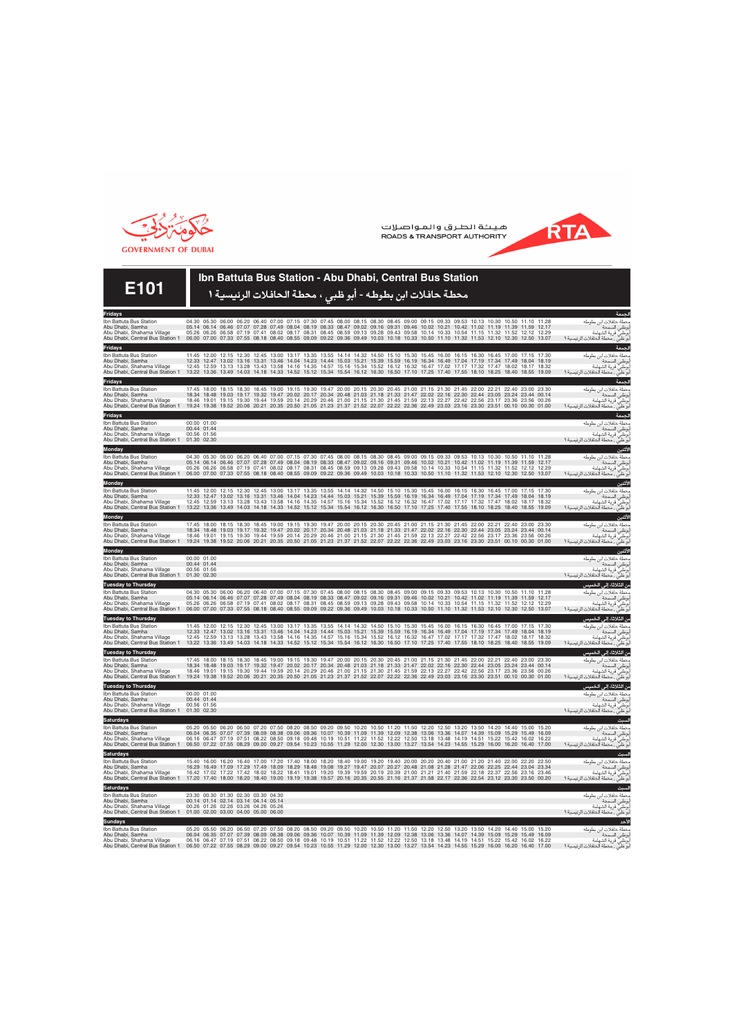GOVERNMENT OF DUBAI

هيئة الطرق والمواصلات
ROADS & TRANSPORT AUTHORITY

RTA

# E101

## Ibn Battuta Bus Station - Abu Dhabi, Central Bus Station

## محطة حافلات ابن بطوطه - أبو ظبي ، محطة الحافلات الرئيسية ١

### Fridays / الجمعة

| Station | | | | | | | | | | | | | | | | | | | | | | | | | | | | | محطة |
|---|---|---|---|---|---|---|---|---|---|---|---|---|---|---|---|---|---|---|---|---|---|---|---|---|---|---|---|---|---|
| Ibn Battuta Bus Station | 04.30 | 05.30 | 06.00 | 06.20 | 06.40 | 07.00 | 07.15 | 07.30 | 07.45 | 08.00 | 08.15 | 08.30 | 08.45 | 09.00 | 09.15 | 09.33 | 09.53 | 10.13 | 10.30 | 10.50 | 11.10 | 11.28 | | | | | | | محطة حافلات ابن بطوطه |
| Abu Dhabi, Samha | 05.14 | 06.14 | 06.46 | 07.07 | 07.28 | 07.49 | 08.04 | 08.19 | 08.33 | 08.47 | 09.02 | 09.16 | 09.31 | 09.46 | 10.02 | 10.21 | 10.42 | 11.02 | 11.19 | 11.39 | 11.59 | 12.17 | | | | | | | أبوظبي، السمحة |
| Abu Dhabi, Shahama Village | 05.26 | 06.26 | 06.58 | 07.19 | 07.41 | 08.02 | 08.17 | 08.31 | 08.45 | 08.59 | 09.13 | 09.28 | 09.43 | 09.58 | 10.14 | 10.33 | 10.54 | 11.15 | 11.32 | 11.52 | 12.12 | 12.29 | | | | | | | أبوظبي، قرية الشهامة |
| Abu Dhabi, Central Bus Station 1 | 06.00 | 07.00 | 07.33 | 07.55 | 08.18 | 08.40 | 08.55 | 09.09 | 09.22 | 09.36 | 09.49 | 10.03 | 10.18 | 10.33 | 10.50 | 11.10 | 11.32 | 11.53 | 12.10 | 12.30 | 12.50 | 13.07 | | | | | | | أبوظبي ، محطة الحافلات الرئيسية ١ |

### Fridays / الجمعة

| Station | | | | | | | | | | | | | | | | | | | | | | | | | | | | | محطة |
|---|---|---|---|---|---|---|---|---|---|---|---|---|---|---|---|---|---|---|---|---|---|---|---|---|---|---|---|---|---|
| Ibn Battuta Bus Station | 11.45 | 12.00 | 12.15 | 12.30 | 12.45 | 13.00 | 13.17 | 13.35 | 13.55 | 14.14 | 14.32 | 14.50 | 15.10 | 15.30 | 15.45 | 16.00 | 16.15 | 16.30 | 16.45 | 17.00 | 17.15 | 17.30 | | | | | | | محطة حافلات ابن بطوطه |
| Abu Dhabi, Samha | 12.33 | 12.47 | 13.02 | 13.16 | 13.31 | 13.46 | 14.04 | 14.23 | 14.44 | 15.03 | 15.21 | 15.39 | 15.59 | 16.19 | 16.34 | 16.49 | 17.04 | 17.19 | 17.34 | 17.49 | 18.04 | 18.19 | | | | | | | أبوظبي، السمحة |
| Abu Dhabi, Shahama Village | 12.45 | 12.59 | 13.13 | 13.28 | 13.43 | 13.58 | 14.16 | 14.35 | 14.57 | 15.16 | 15.34 | 15.52 | 16.12 | 16.32 | 16.47 | 17.02 | 17.17 | 17.32 | 17.47 | 18.02 | 18.17 | 18.32 | | | | | | | أبوظبي، قرية الشهامة |
| Abu Dhabi, Central Bus Station 1 | 13.22 | 13.36 | 13.49 | 14.03 | 14.18 | 14.33 | 14.52 | 15.12 | 15.34 | 15.54 | 16.12 | 16.30 | 16.50 | 17.10 | 17.25 | 17.40 | 17.55 | 18.10 | 18.25 | 18.40 | 18.55 | 19.09 | | | | | | | أبوظبي ، محطة الحافلات الرئيسية ١ |

### Fridays / الجمعة

| Station | | | | | | | | | | | | | | | | | | | | | | | | | | | | | محطة |
|---|---|---|---|---|---|---|---|---|---|---|---|---|---|---|---|---|---|---|---|---|---|---|---|---|---|---|---|---|---|
| Ibn Battuta Bus Station | 17.45 | 18.00 | 18.15 | 18.30 | 18.45 | 19.00 | 19.15 | 19.30 | 19.47 | 20.00 | 20.15 | 20.30 | 20.45 | 21.00 | 21.15 | 21.30 | 21.45 | 22.00 | 22.21 | 22.40 | 23.00 | 23.30 | | | | | | | محطة حافلات ابن بطوطه |
| Abu Dhabi, Samha | 18.34 | 18.48 | 19.03 | 19.17 | 19.32 | 19.47 | 20.02 | 20.17 | 20.34 | 20.48 | 21.03 | 21.18 | 21.33 | 21.47 | 22.02 | 22.16 | 22.30 | 22.44 | 23.05 | 23.24 | 23.44 | 00.14 | | | | | | | أبوظبي، السمحة |
| Abu Dhabi, Shahama Village | 18.46 | 19.01 | 19.15 | 19.30 | 19.44 | 19.59 | 20.14 | 20.29 | 20.46 | 21.00 | 21.15 | 21.30 | 21.45 | 21.59 | 22.13 | 22.27 | 22.42 | 22.56 | 23.17 | 23.36 | 23.56 | 00.26 | | | | | | | أبوظبي، قرية الشهامة |
| Abu Dhabi, Central Bus Station 1 | 19.24 | 19.38 | 19.52 | 20.06 | 20.21 | 20.35 | 20.50 | 21.05 | 21.23 | 21.37 | 21.52 | 22.07 | 22.22 | 22.36 | 22.49 | 23.03 | 23.16 | 23.30 | 23.51 | 00.10 | 00.30 | 01.00 | | | | | | | أبوظبي ، محطة الحافلات الرئيسية ١ |

### Fridays / الجمعة

| Station | | | محطة |
|---|---|---|---|
| Ibn Battuta Bus Station | 00.00 | 01.00 | محطة حافلات ابن بطوطه |
| Abu Dhabi, Samha | 00.44 | 01.44 | أبوظبي، السمحة |
| Abu Dhabi, Shahama Village | 00.56 | 01.56 | أبوظبي، قرية الشهامة |
| Abu Dhabi, Central Bus Station 1 | 01.30 | 02.30 | أبوظبي ، محطة الحافلات الرئيسية ١ |

### Monday / الأثنين

| Station | | | | | | | | | | | | | | | | | | | | | | | محطة |
|---|---|---|---|---|---|---|---|---|---|---|---|---|---|---|---|---|---|---|---|---|---|---|---|
| Ibn Battuta Bus Station | 04.30 | 05.30 | 06.00 | 06.20 | 06.40 | 07.00 | 07.15 | 07.30 | 07.45 | 08.00 | 08.15 | 08.30 | 08.45 | 09.00 | 09.15 | 09.33 | 09.53 | 10.13 | 10.30 | 10.50 | 11.10 | 11.28 | محطة حافلات ابن بطوطه |
| Abu Dhabi, Samha | 05.14 | 06.14 | 06.46 | 07.07 | 07.28 | 07.49 | 08.04 | 08.19 | 08.33 | 08.47 | 09.02 | 09.16 | 09.31 | 09.46 | 10.02 | 10.21 | 10.42 | 11.02 | 11.19 | 11.39 | 11.59 | 12.17 | أبوظبي، السمحة |
| Abu Dhabi, Shahama Village | 05.26 | 06.26 | 06.58 | 07.19 | 07.41 | 08.02 | 08.17 | 08.31 | 08.45 | 08.59 | 09.13 | 09.28 | 09.43 | 09.58 | 10.14 | 10.33 | 10.54 | 11.15 | 11.32 | 11.52 | 12.12 | 12.29 | أبوظبي، قرية الشهامة |
| Abu Dhabi, Central Bus Station 1 | 06.00 | 07.00 | 07.33 | 07.55 | 08.18 | 08.40 | 08.55 | 09.09 | 09.22 | 09.36 | 09.49 | 10.03 | 10.18 | 10.33 | 10.50 | 11.10 | 11.32 | 11.53 | 12.10 | 12.30 | 12.50 | 13.07 | أبوظبي ، محطة الحافلات الرئيسية ١ |

### Monday / الأثنين

| Station | | | | | | | | | | | | | | | | | | | | | | | محطة |
|---|---|---|---|---|---|---|---|---|---|---|---|---|---|---|---|---|---|---|---|---|---|---|---|
| Ibn Battuta Bus Station | 11.45 | 12.00 | 12.15 | 12.30 | 12.45 | 13.00 | 13.17 | 13.35 | 13.55 | 14.14 | 14.32 | 14.50 | 15.10 | 15.30 | 15.45 | 16.00 | 16.15 | 16.30 | 16.45 | 17.00 | 17.15 | 17.30 | محطة حافلات ابن بطوطه |
| Abu Dhabi, Samha | 12.33 | 12.47 | 13.02 | 13.16 | 13.31 | 13.46 | 14.04 | 14.23 | 14.44 | 15.03 | 15.21 | 15.39 | 15.59 | 16.19 | 16.34 | 16.49 | 17.04 | 17.19 | 17.34 | 17.49 | 18.04 | 18.19 | أبوظبي، السمحة |
| Abu Dhabi, Shahama Village | 12.45 | 12.59 | 13.13 | 13.28 | 13.43 | 13.58 | 14.16 | 14.35 | 14.57 | 15.16 | 15.34 | 15.52 | 16.12 | 16.32 | 16.47 | 17.02 | 17.17 | 17.32 | 17.47 | 18.02 | 18.17 | 18.32 | أبوظبي، قرية الشهامة |
| Abu Dhabi, Central Bus Station 1 | 13.22 | 13.36 | 13.49 | 14.03 | 14.18 | 14.33 | 14.52 | 15.12 | 15.34 | 15.54 | 16.12 | 16.30 | 16.50 | 17.10 | 17.25 | 17.40 | 17.55 | 18.10 | 18.25 | 18.40 | 18.55 | 19.09 | أبوظبي ، محطة الحافلات الرئيسية ١ |

### Monday / الأثنين

| Station | | | | | | | | | | | | | | | | | | | | | | | محطة |
|---|---|---|---|---|---|---|---|---|---|---|---|---|---|---|---|---|---|---|---|---|---|---|---|
| Ibn Battuta Bus Station | 17.45 | 18.00 | 18.15 | 18.30 | 18.45 | 19.00 | 19.15 | 19.30 | 19.47 | 20.00 | 20.15 | 20.30 | 20.45 | 21.00 | 21.15 | 21.30 | 21.45 | 22.00 | 22.21 | 22.40 | 23.00 | 23.30 | محطة حافلات ابن بطوطه |
| Abu Dhabi, Samha | 18.34 | 18.48 | 19.03 | 19.17 | 19.32 | 19.47 | 20.02 | 20.17 | 20.34 | 20.48 | 21.03 | 21.18 | 21.33 | 21.47 | 22.02 | 22.16 | 22.30 | 22.44 | 23.05 | 23.24 | 23.44 | 00.14 | أبوظبي، السمحة |
| Abu Dhabi, Shahama Village | 18.46 | 19.01 | 19.15 | 19.30 | 19.44 | 19.59 | 20.14 | 20.29 | 20.46 | 21.00 | 21.15 | 21.30 | 21.45 | 21.59 | 22.13 | 22.27 | 22.42 | 22.56 | 23.17 | 23.36 | 23.56 | 00.26 | أبوظبي، قرية الشهامة |
| Abu Dhabi, Central Bus Station 1 | 19.24 | 19.38 | 19.52 | 20.06 | 20.21 | 20.35 | 20.50 | 21.05 | 21.23 | 21.37 | 21.52 | 22.07 | 22.22 | 22.36 | 22.49 | 23.03 | 23.16 | 23.30 | 23.51 | 00.10 | 00.30 | 01.00 | أبوظبي ، محطة الحافلات الرئيسية ١ |

### Monday / الأثنين

| Station | | | محطة |
|---|---|---|---|
| Ibn Battuta Bus Station | 00.00 | 01.00 | محطة حافلات ابن بطوطه |
| Abu Dhabi, Samha | 00.44 | 01.44 | أبوظبي، السمحة |
| Abu Dhabi, Shahama Village | 00.56 | 01.56 | أبوظبي، قرية الشهامة |
| Abu Dhabi, Central Bus Station 1 | 01.30 | 02.30 | أبوظبي ، محطة الحافلات الرئيسية ١ |

### Tuesday to Thursday / من الثلاثاء إلى الخميس

| Station | | | | | | | | | | | | | | | | | | | | | | | محطة |
|---|---|---|---|---|---|---|---|---|---|---|---|---|---|---|---|---|---|---|---|---|---|---|---|
| Ibn Battuta Bus Station | 04.30 | 05.30 | 06.00 | 06.20 | 06.40 | 07.00 | 07.15 | 07.30 | 07.45 | 08.00 | 08.15 | 08.30 | 08.45 | 09.00 | 09.15 | 09.33 | 09.53 | 10.13 | 10.30 | 10.50 | 11.10 | 11.28 | محطة حافلات ابن بطوطه |
| Abu Dhabi, Samha | 05.14 | 06.14 | 06.46 | 07.07 | 07.28 | 07.49 | 08.04 | 08.19 | 08.33 | 08.47 | 09.02 | 09.16 | 09.31 | 09.46 | 10.02 | 10.21 | 10.42 | 11.02 | 11.19 | 11.39 | 11.59 | 12.17 | أبوظبي، السمحة |
| Abu Dhabi, Shahama Village | 05.26 | 06.26 | 06.58 | 07.19 | 07.41 | 08.02 | 08.17 | 08.31 | 08.45 | 08.59 | 09.13 | 09.28 | 09.43 | 09.58 | 10.14 | 10.33 | 10.54 | 11.15 | 11.32 | 11.52 | 12.12 | 12.29 | أبوظبي، قرية الشهامة |
| Abu Dhabi, Central Bus Station 1 | 06.00 | 07.00 | 07.33 | 07.55 | 08.18 | 08.40 | 08.55 | 09.09 | 09.22 | 09.36 | 09.49 | 10.03 | 10.18 | 10.33 | 10.50 | 11.10 | 11.32 | 11.53 | 12.10 | 12.30 | 12.50 | 13.07 | أبوظبي ، محطة الحافلات الرئيسية ١ |

### Tuesday to Thursday / من الثلاثاء إلى الخميس

| Station | | | | | | | | | | | | | | | | | | | | | | | محطة |
|---|---|---|---|---|---|---|---|---|---|---|---|---|---|---|---|---|---|---|---|---|---|---|---|
| Ibn Battuta Bus Station | 11.45 | 12.00 | 12.15 | 12.30 | 12.45 | 13.00 | 13.17 | 13.35 | 13.55 | 14.14 | 14.32 | 14.50 | 15.10 | 15.30 | 15.45 | 16.00 | 16.15 | 16.30 | 16.45 | 17.00 | 17.15 | 17.30 | محطة حافلات ابن بطوطه |
| Abu Dhabi, Samha | 12.33 | 12.47 | 13.02 | 13.16 | 13.31 | 13.46 | 14.04 | 14.23 | 14.44 | 15.03 | 15.21 | 15.39 | 15.59 | 16.19 | 16.34 | 16.49 | 17.04 | 17.19 | 17.34 | 17.49 | 18.04 | 18.19 | أبوظبي، السمحة |
| Abu Dhabi, Shahama Village | 12.45 | 12.59 | 13.13 | 13.28 | 13.43 | 13.58 | 14.16 | 14.35 | 14.57 | 15.16 | 15.34 | 15.52 | 16.12 | 16.32 | 16.47 | 17.02 | 17.17 | 17.32 | 17.47 | 18.02 | 18.17 | 18.32 | أبوظبي، قرية الشهامة |
| Abu Dhabi, Central Bus Station 1 | 13.22 | 13.36 | 13.49 | 14.03 | 14.18 | 14.33 | 14.52 | 15.12 | 15.34 | 15.54 | 16.12 | 16.30 | 16.50 | 17.10 | 17.25 | 17.40 | 17.55 | 18.10 | 18.25 | 18.40 | 18.55 | 19.09 | أبوظبي ، محطة الحافلات الرئيسية ١ |

### Tuesday to Thursday / من الثلاثاء إلى الخميس

| Station | | | | | | | | | | | | | | | | | | | | | | | محطة |
|---|---|---|---|---|---|---|---|---|---|---|---|---|---|---|---|---|---|---|---|---|---|---|---|
| Ibn Battuta Bus Station | 17.45 | 18.00 | 18.15 | 18.30 | 18.45 | 19.00 | 19.15 | 19.30 | 19.47 | 20.00 | 20.15 | 20.30 | 20.45 | 21.00 | 21.15 | 21.30 | 21.45 | 22.00 | 22.21 | 22.40 | 23.00 | 23.30 | محطة حافلات ابن بطوطه |
| Abu Dhabi, Samha | 18.34 | 18.48 | 19.03 | 19.17 | 19.32 | 19.47 | 20.02 | 20.17 | 20.34 | 20.48 | 21.03 | 21.18 | 21.33 | 21.47 | 22.02 | 22.16 | 22.30 | 22.44 | 23.05 | 23.24 | 23.44 | 00.14 | أبوظبي، السمحة |
| Abu Dhabi, Shahama Village | 18.46 | 19.01 | 19.15 | 19.30 | 19.44 | 19.59 | 20.14 | 20.29 | 20.46 | 21.00 | 21.15 | 21.30 | 21.45 | 21.59 | 22.13 | 22.27 | 22.42 | 22.56 | 23.17 | 23.36 | 23.56 | 00.26 | أبوظبي، قرية الشهامة |
| Abu Dhabi, Central Bus Station 1 | 19.24 | 19.38 | 19.52 | 20.06 | 20.21 | 20.35 | 20.50 | 21.05 | 21.23 | 21.37 | 21.52 | 22.07 | 22.22 | 22.36 | 22.49 | 23.03 | 23.16 | 23.30 | 23.51 | 00.10 | 00.30 | 01.00 | أبوظبي ، محطة الحافلات الرئيسية ١ |

### Tuesday to Thursday / من الثلاثاء إلى الخميس

| Station | | | محطة |
|---|---|---|---|
| Ibn Battuta Bus Station | 00.00 | 01.00 | محطة حافلات ابن بطوطه |
| Abu Dhabi, Samha | 00.44 | 01.44 | أبوظبي، السمحة |
| Abu Dhabi, Shahama Village | 00.56 | 01.56 | أبوظبي، قرية الشهامة |
| Abu Dhabi, Central Bus Station 1 | 01.30 | 02.30 | أبوظبي ، محطة الحافلات الرئيسية ١ |

### Saturdays / السبت

| Station | | | | | | | | | | | | | | | | | | | | | | محطة |
|---|---|---|---|---|---|---|---|---|---|---|---|---|---|---|---|---|---|---|---|---|---|---|
| Ibn Battuta Bus Station | 05.20 | 05.50 | 06.20 | 06.50 | 07.20 | 07.50 | 08.20 | 08.50 | 09.20 | 09.50 | 10.20 | 10.50 | 11.20 | 11.50 | 12.20 | 12.50 | 13.20 | 13.50 | 14.20 | 14.40 | 15.00 | 15.20 | محطة حافلات ابن بطوطه |
| Abu Dhabi, Samha | 06.04 | 06.35 | 07.07 | 07.39 | 08.09 | 08.38 | 09.06 | 09.36 | 10.07 | 10.39 | 11.09 | 11.39 | 12.09 | 12.38 | 13.06 | 13.36 | 14.07 | 14.39 | 15.09 | 15.29 | 15.49 | 16.09 | أبوظبي، السمحة |
| Abu Dhabi, Shahama Village | 06.16 | 06.47 | 07.19 | 07.51 | 08.22 | 08.50 | 09.18 | 09.48 | 10.19 | 10.51 | 11.22 | 11.52 | 12.22 | 12.50 | 13.18 | 13.48 | 14.19 | 14.51 | 15.22 | 15.42 | 16.02 | 16.22 | أبوظبي، قرية الشهامة |
| Abu Dhabi, Central Bus Station 1 | 06.50 | 07.22 | 07.55 | 08.29 | 09.00 | 09.27 | 09.54 | 10.23 | 10.55 | 11.29 | 12.00 | 12.30 | 13.00 | 13.27 | 13.54 | 14.23 | 14.55 | 15.29 | 16.00 | 16.20 | 16.40 | 17.00 | أبوظبي ، محطة الحافلات الرئيسية ١ |

### Saturdays / السبت

| Station | | | | | | | | | | | | | | | | | | | | | | محطة |
|---|---|---|---|---|---|---|---|---|---|---|---|---|---|---|---|---|---|---|---|---|---|---|
| Ibn Battuta Bus Station | 15.40 | 16.00 | 16.20 | 16.40 | 17.00 | 17.20 | 17.40 | 18.00 | 18.20 | 18.40 | 19.00 | 19.20 | 19.40 | 20.00 | 20.20 | 20.40 | 21.00 | 21.20 | 21.40 | 22.00 | 22.20 | 22.50 | محطة حافلات ابن بطوطه |
| Abu Dhabi, Samha | 16.29 | 16.49 | 17.09 | 17.29 | 17.49 | 18.09 | 18.29 | 18.48 | 19.08 | 19.27 | 19.47 | 20.07 | 20.27 | 20.48 | 21.08 | 21.28 | 21.47 | 22.06 | 22.25 | 22.44 | 23.04 | 23.34 | أبوظبي، السمحة |
| Abu Dhabi, Shahama Village | 16.42 | 17.02 | 17.22 | 17.42 | 18.02 | 18.22 | 18.41 | 19.01 | 19.20 | 19.39 | 19.59 | 20.19 | 20.39 | 21.00 | 21.21 | 21.40 | 21.59 | 22.18 | 22.37 | 22.56 | 23.16 | 23.46 | أبوظبي، قرية الشهامة |
| Abu Dhabi, Central Bus Station 1 | 17.20 | 17.40 | 18.00 | 18.20 | 18.40 | 19.00 | 19.19 | 19.38 | 19.57 | 20.16 | 20.35 | 20.55 | 21.16 | 21.37 | 21.58 | 22.17 | 22.36 | 22.54 | 23.12 | 23.30 | 23.50 | 00.20 | أبوظبي ، محطة الحافلات الرئيسية ١ |

### Saturdays / السبت

| Station | | | | | | | محطة |
|---|---|---|---|---|---|---|---|
| Ibn Battuta Bus Station | 23.30 | 00.30 | 01.30 | 02.30 | 03.30 | 04.30 | محطة حافلات ابن بطوطه |
| Abu Dhabi, Samha | 00.14 | 01.14 | 02.14 | 03.14 | 04.14 | 05.14 | أبوظبي، السمحة |
| Abu Dhabi, Shahama Village | 00.26 | 01.26 | 02.26 | 03.26 | 04.26 | 05.26 | أبوظبي، قرية الشهامة |
| Abu Dhabi, Central Bus Station 1 | 01.00 | 02.00 | 03.00 | 04.00 | 05.00 | 06.00 | أبوظبي ، محطة الحافلات الرئيسية ١ |

### Sundays / الأحد

| Station | | | | | | | | | | | | | | | | | | | | | | محطة |
|---|---|---|---|---|---|---|---|---|---|---|---|---|---|---|---|---|---|---|---|---|---|---|
| Ibn Battuta Bus Station | 05.20 | 05.50 | 06.20 | 06.50 | 07.20 | 07.50 | 08.20 | 08.50 | 09.20 | 09.50 | 10.20 | 10.50 | 11.20 | 11.50 | 12.20 | 12.50 | 13.20 | 13.50 | 14.20 | 14.40 | 15.00 | 15.20 | محطة حافلات ابن بطوطه |
| Abu Dhabi, Samha | 06.04 | 06.35 | 07.07 | 07.39 | 08.09 | 08.38 | 09.06 | 09.36 | 10.07 | 10.39 | 11.09 | 11.39 | 12.09 | 12.38 | 13.06 | 13.36 | 14.07 | 14.39 | 15.09 | 15.29 | 15.49 | 16.09 | أبوظبي، السمحة |
| Abu Dhabi, Shahama Village | 06.16 | 06.47 | 07.19 | 07.51 | 08.22 | 08.50 | 09.18 | 09.48 | 10.19 | 10.51 | 11.22 | 11.52 | 12.22 | 12.50 | 13.18 | 13.48 | 14.19 | 14.51 | 15.22 | 15.42 | 16.02 | 16.22 | أبوظبي، قرية الشهامة |
| Abu Dhabi, Central Bus Station 1 | 06.50 | 07.22 | 07.55 | 08.29 | 09.00 | 09.27 | 09.54 | 10.23 | 10.55 | 11.29 | 12.00 | 12.30 | 13.00 | 13.27 | 13.54 | 14.23 | 14.55 | 15.29 | 16.00 | 16.20 | 16.40 | 17.00 | أبوظبي ، محطة الحافلات الرئيسية ١ |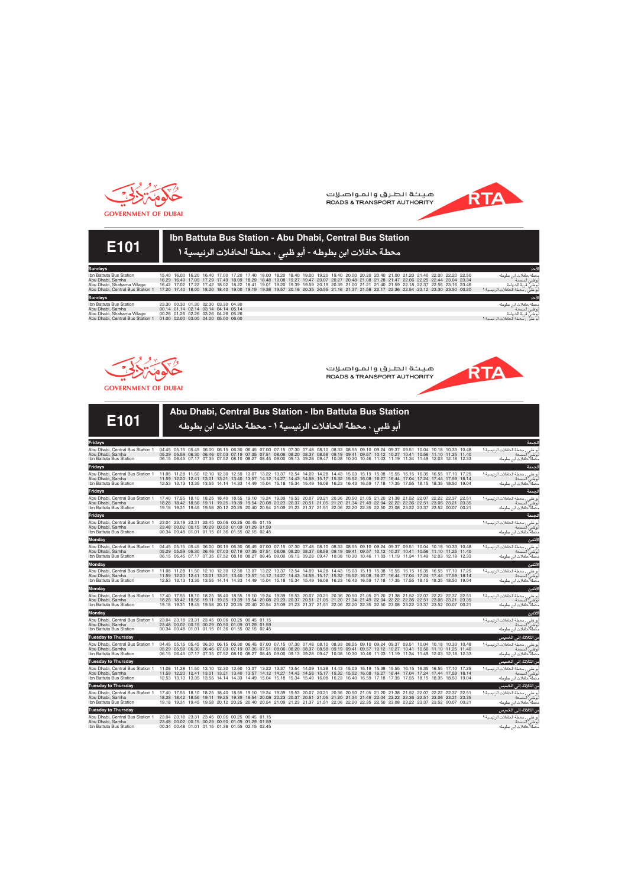GOVERNMENT OF DUBAI

هيئة الطرق والمواصلات
ROADS & TRANSPORT AUTHORITY

RTA

# E101

## Ibn Battuta Bus Station - Abu Dhabi, Central Bus Station

## محطة حافلات ابن بطوطه - أبو ظبي ، محطة الحافلات الرئيسية ١

**Sundays** — الأحد

| Stop | | | | | | | | | | | | | | | | | | | | | | | | | | | | | المحطة |
|---|---|---|---|---|---|---|---|---|---|---|---|---|---|---|---|---|---|---|---|---|---|---|---|---|---|---|---|---|---|
| Ibn Battuta Bus Station | 15.40 | 16.00 | 16.20 | 16.40 | 17.00 | 17.20 | 17.40 | 18.00 | 18.20 | 18.40 | 19.00 | 19.20 | 19.40 | 20.00 | 20.20 | 20.40 | 21.00 | 21.20 | 21.40 | 22.00 | 22.20 | 22.50 | محطة حافلات ابن بطوطه |
| Abu Dhabi, Samha | 16.29 | 16.49 | 17.09 | 17.29 | 17.49 | 18.09 | 18.29 | 18.48 | 19.08 | 19.27 | 19.47 | 20.07 | 20.27 | 20.48 | 21.08 | 21.28 | 21.47 | 22.06 | 22.25 | 22.44 | 23.04 | 23.34 | أبوظبي، السمحة |
| Abu Dhabi, Shahama Village | 16.42 | 17.02 | 17.22 | 17.42 | 18.02 | 18.22 | 18.41 | 19.01 | 19.20 | 19.39 | 19.59 | 20.19 | 20.39 | 21.00 | 21.21 | 21.40 | 21.59 | 22.18 | 22.37 | 22.56 | 23.16 | 23.46 | أبوظبي، قرية الشهامة |
| Abu Dhabi, Central Bus Station 1 | 17.20 | 17.40 | 18.00 | 18.20 | 18.40 | 19.00 | 19.19 | 19.38 | 19.57 | 20.16 | 20.35 | 20.55 | 21.16 | 21.37 | 21.58 | 22.17 | 22.36 | 22.54 | 23.12 | 23.30 | 23.50 | 00.20 | أبو ظبي ، محطة الحافلات الرئيسية ١ |

**Sundays** — الأحد

| Stop | | | | | | | | المحطة |
|---|---|---|---|---|---|---|---|---|
| Ibn Battuta Bus Station | 23.30 | 00.30 | 01.30 | 02.30 | 03.30 | 04.30 | محطة حافلات ابن بطوطه |
| Abu Dhabi, Samha | 00.14 | 01.14 | 02.14 | 03.14 | 04.14 | 05.14 | أبوظبي، السمحة |
| Abu Dhabi, Shahama Village | 00.26 | 01.26 | 02.26 | 03.26 | 04.26 | 05.26 | أبوظبي، قرية الشهامة |
| Abu Dhabi, Central Bus Station 1 | 01.00 | 02.00 | 03.00 | 04.00 | 05.00 | 06.00 | أبو ظبي ، محطة الحافلات الرئيسية ١ |

GOVERNMENT OF DUBAI

هيئة الطرق والمواصلات
ROADS & TRANSPORT AUTHORITY

RTA

# E101

## Abu Dhabi, Central Bus Station - Ibn Battuta Bus Station

## أبو ظبي ، محطة الحافلات الرئيسية ١ - محطة حافلات ابن بطوطه

**Fridays** — الجمعة

| Stop | | | | | | | | | | | | | | | | | | | | | | | | | | | | | | | |
|---|---|---|---|---|---|---|---|---|---|---|---|---|---|---|---|---|---|---|---|---|---|---|---|---|---|---|---|---|---|---|---|
| Abu Dhabi, Central Bus Station 1 | 04.45 | 05.15 | 05.45 | 06.00 | 06.15 | 06.30 | 06.45 | 07.00 | 07.15 | 07.30 | 07.48 | 08.10 | 08.33 | 08.55 | 09.10 | 09.24 | 09.37 | 09.51 | 10.04 | 10.18 | 10.33 | 10.48 | أبو ظبي ، محطة الحافلات الرئيسية ١ |
| Abu Dhabi, Samha | 05.29 | 05.59 | 06.30 | 06.46 | 07.03 | 07.19 | 07.35 | 07.51 | 08.06 | 08.20 | 08.37 | 08.58 | 09.19 | 09.41 | 09.57 | 10.12 | 10.27 | 10.41 | 10.56 | 11.10 | 11.25 | 11.40 | أبوظبي، السمحة |
| Ibn Battuta Bus Station | 06.15 | 06.45 | 07.17 | 07.35 | 07.52 | 08.10 | 08.27 | 08.45 | 09.00 | 09.13 | 09.28 | 09.47 | 10.08 | 10.30 | 10.46 | 11.03 | 11.19 | 11.34 | 11.49 | 12.03 | 12.18 | 12.33 | محطة حافلات ابن بطوطه |

**Fridays** — الجمعة

| Stop | | | | | | | | | | | | | | | | | | | | | | | |
|---|---|---|---|---|---|---|---|---|---|---|---|---|---|---|---|---|---|---|---|---|---|---|---|
| Abu Dhabi, Central Bus Station 1 | 11.08 | 11.28 | 11.50 | 12.10 | 12.30 | 12.50 | 13.07 | 13.22 | 13.37 | 13.54 | 14.09 | 14.28 | 14.43 | 15.03 | 15.19 | 15.38 | 15.55 | 16.15 | 16.35 | 16.55 | 17.10 | 17.25 | أبو ظبي ، محطة الحافلات الرئيسية ١ |
| Abu Dhabi, Samha | 11.59 | 12.20 | 12.41 | 13.01 | 13.21 | 13.40 | 13.57 | 14.12 | 14.27 | 14.43 | 14.58 | 15.17 | 15.32 | 15.52 | 16.08 | 16.27 | 16.44 | 17.04 | 17.24 | 17.44 | 17.59 | 18.14 | أبوظبي، السمحة |
| Ibn Battuta Bus Station | 12.53 | 13.13 | 13.35 | 13.55 | 14.14 | 14.33 | 14.49 | 15.04 | 15.18 | 15.34 | 15.49 | 16.08 | 16.23 | 16.43 | 16.59 | 17.18 | 17.35 | 17.55 | 18.15 | 18.35 | 18.50 | 19.04 | محطة حافلات ابن بطوطه |

**Fridays** — الجمعة

| Stop | | | | | | | | | | | | | | | | | | | | | | | |
|---|---|---|---|---|---|---|---|---|---|---|---|---|---|---|---|---|---|---|---|---|---|---|---|
| Abu Dhabi, Central Bus Station 1 | 17.40 | 17.55 | 18.10 | 18.25 | 18.40 | 18.55 | 19.10 | 19.24 | 19.39 | 19.53 | 20.07 | 20.21 | 20.36 | 20.50 | 21.05 | 21.20 | 21.38 | 21.52 | 22.07 | 22.22 | 22.37 | 22.51 | أبو ظبي ، محطة الحافلات الرئيسية ١ |
| Abu Dhabi, Samha | 18.28 | 18.42 | 18.56 | 19.11 | 19.25 | 19.39 | 19.54 | 20.08 | 20.23 | 20.37 | 20.51 | 21.05 | 21.20 | 21.34 | 21.49 | 22.04 | 22.22 | 22.36 | 22.51 | 23.06 | 23.21 | 23.35 | أبوظبي، السمحة |
| Ibn Battuta Bus Station | 19.18 | 19.31 | 19.45 | 19.58 | 20.12 | 20.25 | 20.40 | 20.54 | 21.09 | 21.23 | 21.37 | 21.51 | 22.06 | 22.20 | 22.35 | 22.50 | 23.08 | 23.22 | 23.37 | 23.52 | 00.07 | 00.21 | محطة حافلات ابن بطوطه |

**Fridays** — الجمعة

| Stop | | | | | | | | | |
|---|---|---|---|---|---|---|---|---|---|
| Abu Dhabi, Central Bus Station 1 | 23.04 | 23.18 | 23.31 | 23.45 | 00.06 | 00.25 | 00.45 | 01.15 | أبو ظبي ، محطة الحافلات الرئيسية ١ |
| Abu Dhabi, Samha | 23.48 | 00.02 | 00.15 | 00.29 | 00.50 | 01.09 | 01.29 | 01.59 | أبوظبي، السمحة |
| Ibn Battuta Bus Station | 00.34 | 00.48 | 01.01 | 01.15 | 01.36 | 01.55 | 02.15 | 02.45 | محطة حافلات ابن بطوطه |

**Monday** — الأثنين

| Stop | | | | | | | | | | | | | | | | | | | | | | | |
|---|---|---|---|---|---|---|---|---|---|---|---|---|---|---|---|---|---|---|---|---|---|---|---|
| Abu Dhabi, Central Bus Station 1 | 04.45 | 05.15 | 05.45 | 06.00 | 06.15 | 06.30 | 06.45 | 07.00 | 07.15 | 07.30 | 07.48 | 08.10 | 08.33 | 08.55 | 09.10 | 09.24 | 09.37 | 09.51 | 10.04 | 10.18 | 10.33 | 10.48 | أبو ظبي ، محطة الحافلات الرئيسية ١ |
| Abu Dhabi, Samha | 05.29 | 05.59 | 06.30 | 06.46 | 07.03 | 07.19 | 07.35 | 07.51 | 08.06 | 08.20 | 08.37 | 08.58 | 09.19 | 09.41 | 09.57 | 10.12 | 10.27 | 10.41 | 10.56 | 11.10 | 11.25 | 11.40 | أبوظبي، السمحة |
| Ibn Battuta Bus Station | 06.15 | 06.45 | 07.17 | 07.35 | 07.52 | 08.10 | 08.27 | 08.45 | 09.00 | 09.13 | 09.28 | 09.47 | 10.08 | 10.30 | 10.46 | 11.03 | 11.19 | 11.34 | 11.49 | 12.03 | 12.18 | 12.33 | محطة حافلات ابن بطوطه |

**Monday** — الأثنين

| Stop | | | | | | | | | | | | | | | | | | | | | | | |
|---|---|---|---|---|---|---|---|---|---|---|---|---|---|---|---|---|---|---|---|---|---|---|---|
| Abu Dhabi, Central Bus Station 1 | 11.08 | 11.28 | 11.50 | 12.10 | 12.30 | 12.50 | 13.07 | 13.22 | 13.37 | 13.54 | 14.09 | 14.28 | 14.43 | 15.03 | 15.19 | 15.38 | 15.55 | 16.15 | 16.35 | 16.55 | 17.10 | 17.25 | أبو ظبي ، محطة الحافلات الرئيسية ١ |
| Abu Dhabi, Samha | 11.59 | 12.20 | 12.41 | 13.01 | 13.21 | 13.40 | 13.57 | 14.12 | 14.27 | 14.43 | 14.58 | 15.17 | 15.32 | 15.52 | 16.08 | 16.27 | 16.44 | 17.04 | 17.24 | 17.44 | 17.59 | 18.14 | أبوظبي، السمحة |
| Ibn Battuta Bus Station | 12.53 | 13.13 | 13.35 | 13.55 | 14.14 | 14.33 | 14.49 | 15.04 | 15.18 | 15.34 | 15.49 | 16.08 | 16.23 | 16.43 | 16.59 | 17.18 | 17.35 | 17.55 | 18.15 | 18.35 | 18.50 | 19.04 | محطة حافلات ابن بطوطه |

**Monday** — الأثنين

| Stop | | | | | | | | | | | | | | | | | | | | | | | |
|---|---|---|---|---|---|---|---|---|---|---|---|---|---|---|---|---|---|---|---|---|---|---|---|
| Abu Dhabi, Central Bus Station 1 | 17.40 | 17.55 | 18.10 | 18.25 | 18.40 | 18.55 | 19.10 | 19.24 | 19.39 | 19.53 | 20.07 | 20.21 | 20.36 | 20.50 | 21.05 | 21.20 | 21.38 | 21.52 | 22.07 | 22.22 | 22.37 | 22.51 | أبو ظبي ، محطة الحافلات الرئيسية ١ |
| Abu Dhabi, Samha | 18.28 | 18.42 | 18.56 | 19.11 | 19.25 | 19.39 | 19.54 | 20.08 | 20.23 | 20.37 | 20.51 | 21.05 | 21.20 | 21.34 | 21.49 | 22.04 | 22.22 | 22.36 | 22.51 | 23.06 | 23.21 | 23.35 | أبوظبي، السمحة |
| Ibn Battuta Bus Station | 19.18 | 19.31 | 19.45 | 19.58 | 20.12 | 20.25 | 20.40 | 20.54 | 21.09 | 21.23 | 21.37 | 21.51 | 22.06 | 22.20 | 22.35 | 22.50 | 23.08 | 23.22 | 23.37 | 23.52 | 00.07 | 00.21 | محطة حافلات ابن بطوطه |

**Monday** — الأثنين

| Stop | | | | | | | | | |
|---|---|---|---|---|---|---|---|---|---|
| Abu Dhabi, Central Bus Station 1 | 23.04 | 23.18 | 23.31 | 23.45 | 00.06 | 00.25 | 00.45 | 01.15 | أبو ظبي ، محطة الحافلات الرئيسية ١ |
| Abu Dhabi, Samha | 23.48 | 00.02 | 00.15 | 00.29 | 00.50 | 01.09 | 01.29 | 01.59 | أبوظبي، السمحة |
| Ibn Battuta Bus Station | 00.34 | 00.48 | 01.01 | 01.15 | 01.36 | 01.55 | 02.15 | 02.45 | محطة حافلات ابن بطوطه |

**Tuesday to Thursday** — من الثلاثاء إلى الخميس

| Stop | | | | | | | | | | | | | | | | | | | | | | | |
|---|---|---|---|---|---|---|---|---|---|---|---|---|---|---|---|---|---|---|---|---|---|---|---|
| Abu Dhabi, Central Bus Station 1 | 04.45 | 05.15 | 05.45 | 06.00 | 06.15 | 06.30 | 06.45 | 07.00 | 07.15 | 07.30 | 07.48 | 08.10 | 08.33 | 08.55 | 09.10 | 09.24 | 09.37 | 09.51 | 10.04 | 10.18 | 10.33 | 10.48 | أبو ظبي ، محطة الحافلات الرئيسية ١ |
| Abu Dhabi, Samha | 05.29 | 05.59 | 06.30 | 06.46 | 07.03 | 07.19 | 07.35 | 07.51 | 08.06 | 08.20 | 08.37 | 08.58 | 09.19 | 09.41 | 09.57 | 10.12 | 10.27 | 10.41 | 10.56 | 11.10 | 11.25 | 11.40 | أبوظبي، السمحة |
| Ibn Battuta Bus Station | 06.15 | 06.45 | 07.17 | 07.35 | 07.52 | 08.10 | 08.27 | 08.45 | 09.00 | 09.13 | 09.28 | 09.47 | 10.08 | 10.30 | 10.46 | 11.03 | 11.19 | 11.34 | 11.49 | 12.03 | 12.18 | 12.33 | محطة حافلات ابن بطوطه |

**Tuesday to Thursday** — من الثلاثاء إلى الخميس

| Stop | | | | | | | | | | | | | | | | | | | | | | | |
|---|---|---|---|---|---|---|---|---|---|---|---|---|---|---|---|---|---|---|---|---|---|---|---|
| Abu Dhabi, Central Bus Station 1 | 11.08 | 11.28 | 11.50 | 12.10 | 12.30 | 12.50 | 13.07 | 13.22 | 13.37 | 13.54 | 14.09 | 14.28 | 14.43 | 15.03 | 15.19 | 15.38 | 15.55 | 16.15 | 16.35 | 16.55 | 17.10 | 17.25 | أبو ظبي ، محطة الحافلات الرئيسية ١ |
| Abu Dhabi, Samha | 11.59 | 12.20 | 12.41 | 13.01 | 13.21 | 13.40 | 13.57 | 14.12 | 14.27 | 14.43 | 14.58 | 15.17 | 15.32 | 15.52 | 16.08 | 16.27 | 16.44 | 17.04 | 17.24 | 17.44 | 17.59 | 18.14 | أبوظبي، السمحة |
| Ibn Battuta Bus Station | 12.53 | 13.13 | 13.35 | 13.55 | 14.14 | 14.33 | 14.49 | 15.04 | 15.18 | 15.34 | 15.49 | 16.08 | 16.23 | 16.43 | 16.59 | 17.18 | 17.35 | 17.55 | 18.15 | 18.35 | 18.50 | 19.04 | محطة حافلات ابن بطوطه |

**Tuesday to Thursday** — من الثلاثاء إلى الخميس

| Stop | | | | | | | | | | | | | | | | | | | | | | | |
|---|---|---|---|---|---|---|---|---|---|---|---|---|---|---|---|---|---|---|---|---|---|---|---|
| Abu Dhabi, Central Bus Station 1 | 17.40 | 17.55 | 18.10 | 18.25 | 18.40 | 18.55 | 19.10 | 19.24 | 19.39 | 19.53 | 20.07 | 20.21 | 20.36 | 20.50 | 21.05 | 21.20 | 21.38 | 21.52 | 22.07 | 22.22 | 22.37 | 22.51 | أبو ظبي ، محطة الحافلات الرئيسية ١ |
| Abu Dhabi, Samha | 18.28 | 18.42 | 18.56 | 19.11 | 19.25 | 19.39 | 19.54 | 20.08 | 20.23 | 20.37 | 20.51 | 21.05 | 21.20 | 21.34 | 21.49 | 22.04 | 22.22 | 22.36 | 22.51 | 23.06 | 23.21 | 23.35 | أبوظبي، السمحة |
| Ibn Battuta Bus Station | 19.18 | 19.31 | 19.45 | 19.58 | 20.12 | 20.25 | 20.40 | 20.54 | 21.09 | 21.23 | 21.37 | 21.51 | 22.06 | 22.20 | 22.35 | 22.50 | 23.08 | 23.22 | 23.37 | 23.52 | 00.07 | 00.21 | محطة حافلات ابن بطوطه |

**Tuesday to Thursday** — من الثلاثاء إلى الخميس

| Stop | | | | | | | | | |
|---|---|---|---|---|---|---|---|---|---|
| Abu Dhabi, Central Bus Station 1 | 23.04 | 23.18 | 23.31 | 23.45 | 00.06 | 00.25 | 00.45 | 01.15 | أبو ظبي ، محطة الحافلات الرئيسية ١ |
| Abu Dhabi, Samha | 23.48 | 00.02 | 00.15 | 00.29 | 00.50 | 01.09 | 01.29 | 01.59 | أبوظبي، السمحة |
| Ibn Battuta Bus Station | 00.34 | 00.48 | 01.01 | 01.15 | 01.36 | 01.55 | 02.15 | 02.45 | محطة حافلات ابن بطوطه |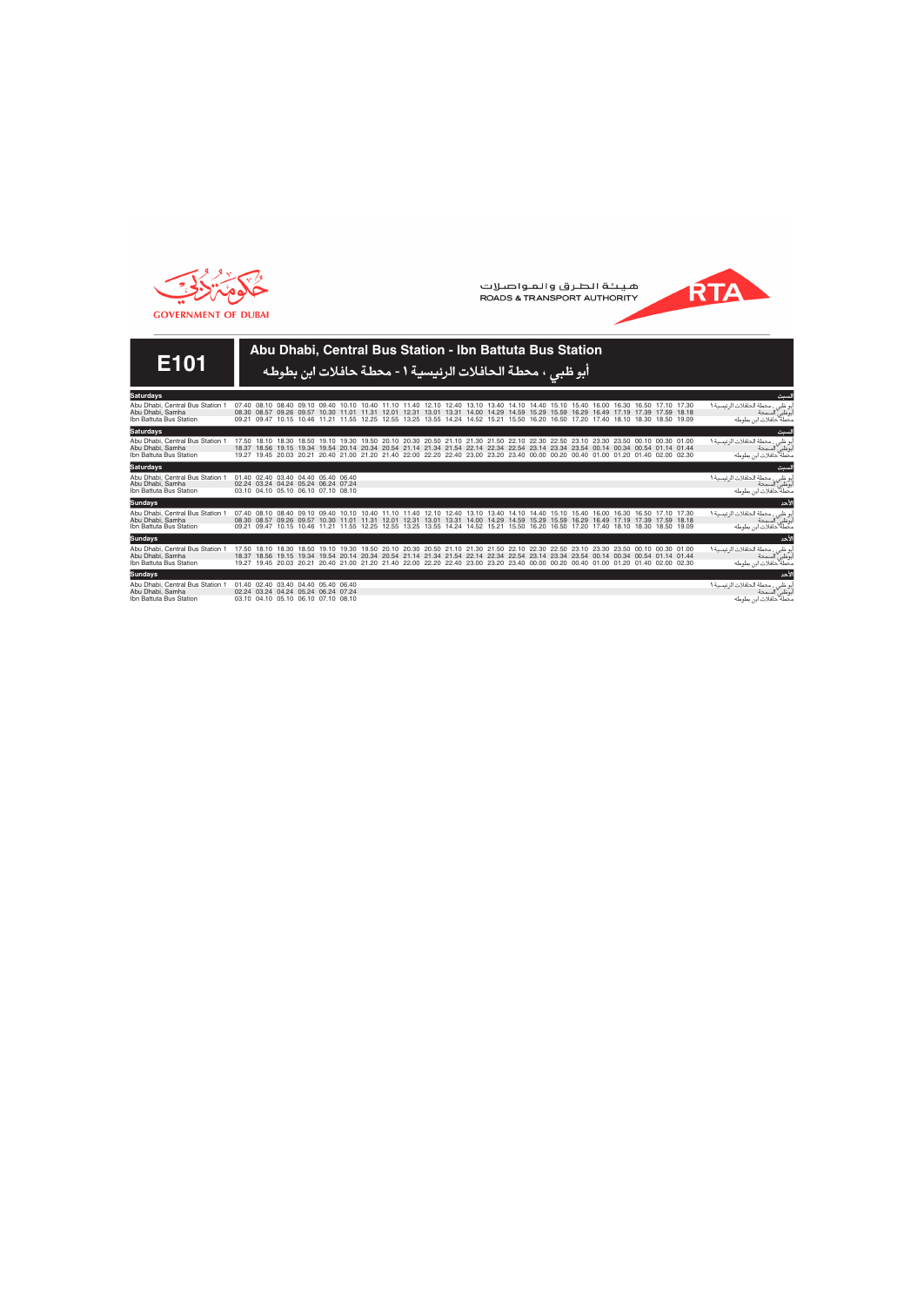GOVERNMENT OF DUBAI

هيئة الطرق والمواصلات
ROADS & TRANSPORT AUTHORITY

RTA

# E101

## Abu Dhabi, Central Bus Station - Ibn Battuta Bus Station

## أبو ظبي ، محطة الحافلات الرئيسية ١ - محطة حافلات ابن بطوطه

**Saturdays** — السبت

| | | | | | | | | | | | | | | | | | | | | | | |
|---|---|---|---|---|---|---|---|---|---|---|---|---|---|---|---|---|---|---|---|---|---|---|
| Abu Dhabi, Central Bus Station 1 | 07.40 | 08.10 | 08.40 | 09.10 | 09.40 | 10.10 | 10.40 | 11.10 | 11.40 | 12.10 | 12.40 | 13.10 | 13.40 | 14.10 | 14.40 | 15.10 | 15.40 | 16.00 | 16.30 | 16.50 | 17.10 | 17.30 | أبو ظبي ، محطة الحافلات الرئيسية ١ |
| Abu Dhabi, Samha | 08.30 | 08.57 | 09.26 | 09.57 | 10.30 | 11.01 | 11.31 | 12.01 | 12.31 | 13.01 | 13.31 | 14.00 | 14.29 | 14.59 | 15.29 | 15.59 | 16.29 | 16.49 | 17.19 | 17.39 | 17.59 | 18.18 | أبوظبي، السمحة |
| Ibn Battuta Bus Station | 09.21 | 09.47 | 10.15 | 10.46 | 11.21 | 11.55 | 12.25 | 12.55 | 13.25 | 13.55 | 14.24 | 14.52 | 15.21 | 15.50 | 16.20 | 16.50 | 17.20 | 17.40 | 18.10 | 18.30 | 18.50 | 19.09 | محطة حافلات ابن بطوطه |

**Saturdays** — السبت

| | | | | | | | | | | | | | | | | | | | | | | |
|---|---|---|---|---|---|---|---|---|---|---|---|---|---|---|---|---|---|---|---|---|---|---|
| Abu Dhabi, Central Bus Station 1 | 17.50 | 18.10 | 18.30 | 18.50 | 19.10 | 19.30 | 19.50 | 20.10 | 20.30 | 20.50 | 21.10 | 21.30 | 21.50 | 22.10 | 22.30 | 22.50 | 23.10 | 23.30 | 23.50 | 00.10 | 00.30 | 01.00 | أبو ظبي ، محطة الحافلات الرئيسية ١ |
| Abu Dhabi, Samha | 18.37 | 18.56 | 19.15 | 19.34 | 19.54 | 20.14 | 20.34 | 20.54 | 21.14 | 21.34 | 21.54 | 22.14 | 22.34 | 22.54 | 23.14 | 23.34 | 23.54 | 00.14 | 00.34 | 00.54 | 01.14 | 01.44 | أبوظبي، السمحة |
| Ibn Battuta Bus Station | 19.27 | 19.45 | 20.03 | 20.21 | 20.40 | 21.00 | 21.20 | 21.40 | 22.00 | 22.20 | 22.40 | 23.00 | 23.20 | 23.40 | 00.00 | 00.20 | 00.40 | 01.00 | 01.20 | 01.40 | 02.00 | 02.30 | محطة حافلات ابن بطوطه |

**Saturdays** — السبت

| | | | | | | | |
|---|---|---|---|---|---|---|---|
| Abu Dhabi, Central Bus Station 1 | 01.40 | 02.40 | 03.40 | 04.40 | 05.40 | 06.40 | أبو ظبي ، محطة الحافلات الرئيسية ١ |
| Abu Dhabi, Samha | 02.24 | 03.24 | 04.24 | 05.24 | 06.24 | 07.24 | أبوظبي، السمحة |
| Ibn Battuta Bus Station | 03.10 | 04.10 | 05.10 | 06.10 | 07.10 | 08.10 | محطة حافلات ابن بطوطه |

**Sundays** — الأحد

| | | | | | | | | | | | | | | | | | | | | | | |
|---|---|---|---|---|---|---|---|---|---|---|---|---|---|---|---|---|---|---|---|---|---|---|
| Abu Dhabi, Central Bus Station 1 | 07.40 | 08.10 | 08.40 | 09.10 | 09.40 | 10.10 | 10.40 | 11.10 | 11.40 | 12.10 | 12.40 | 13.10 | 13.40 | 14.10 | 14.40 | 15.10 | 15.40 | 16.00 | 16.30 | 16.50 | 17.10 | 17.30 | أبو ظبي ، محطة الحافلات الرئيسية ١ |
| Abu Dhabi, Samha | 08.30 | 08.57 | 09.26 | 09.57 | 10.30 | 11.01 | 11.31 | 12.01 | 12.31 | 13.01 | 13.31 | 14.00 | 14.29 | 14.59 | 15.29 | 15.59 | 16.29 | 16.49 | 17.19 | 17.39 | 17.59 | 18.18 | أبوظبي، السمحة |
| Ibn Battuta Bus Station | 09.21 | 09.47 | 10.15 | 10.46 | 11.21 | 11.55 | 12.25 | 12.55 | 13.25 | 13.55 | 14.24 | 14.52 | 15.21 | 15.50 | 16.20 | 16.50 | 17.20 | 17.40 | 18.10 | 18.30 | 18.50 | 19.09 | محطة حافلات ابن بطوطه |

**Sundays** — الأحد

| | | | | | | | | | | | | | | | | | | | | | | |
|---|---|---|---|---|---|---|---|---|---|---|---|---|---|---|---|---|---|---|---|---|---|---|
| Abu Dhabi, Central Bus Station 1 | 17.50 | 18.10 | 18.30 | 18.50 | 19.10 | 19.30 | 19.50 | 20.10 | 20.30 | 20.50 | 21.10 | 21.30 | 21.50 | 22.10 | 22.30 | 22.50 | 23.10 | 23.30 | 23.50 | 00.10 | 00.30 | 01.00 | أبو ظبي ، محطة الحافلات الرئيسية ١ |
| Abu Dhabi, Samha | 18.37 | 18.56 | 19.15 | 19.34 | 19.54 | 20.14 | 20.34 | 20.54 | 21.14 | 21.34 | 21.54 | 22.14 | 22.34 | 22.54 | 23.14 | 23.34 | 23.54 | 00.14 | 00.34 | 00.54 | 01.14 | 01.44 | أبوظبي، السمحة |
| Ibn Battuta Bus Station | 19.27 | 19.45 | 20.03 | 20.21 | 20.40 | 21.00 | 21.20 | 21.40 | 22.00 | 22.20 | 22.40 | 23.00 | 23.20 | 23.40 | 00.00 | 00.20 | 00.40 | 01.00 | 01.20 | 01.40 | 02.00 | 02.30 | محطة حافلات ابن بطوطه |

**Sundays** — الأحد

| | | | | | | | |
|---|---|---|---|---|---|---|---|
| Abu Dhabi, Central Bus Station 1 | 01.40 | 02.40 | 03.40 | 04.40 | 05.40 | 06.40 | أبو ظبي ، محطة الحافلات الرئيسية ١ |
| Abu Dhabi, Samha | 02.24 | 03.24 | 04.24 | 05.24 | 06.24 | 07.24 | أبوظبي، السمحة |
| Ibn Battuta Bus Station | 03.10 | 04.10 | 05.10 | 06.10 | 07.10 | 08.10 | محطة حافلات ابن بطوطه |